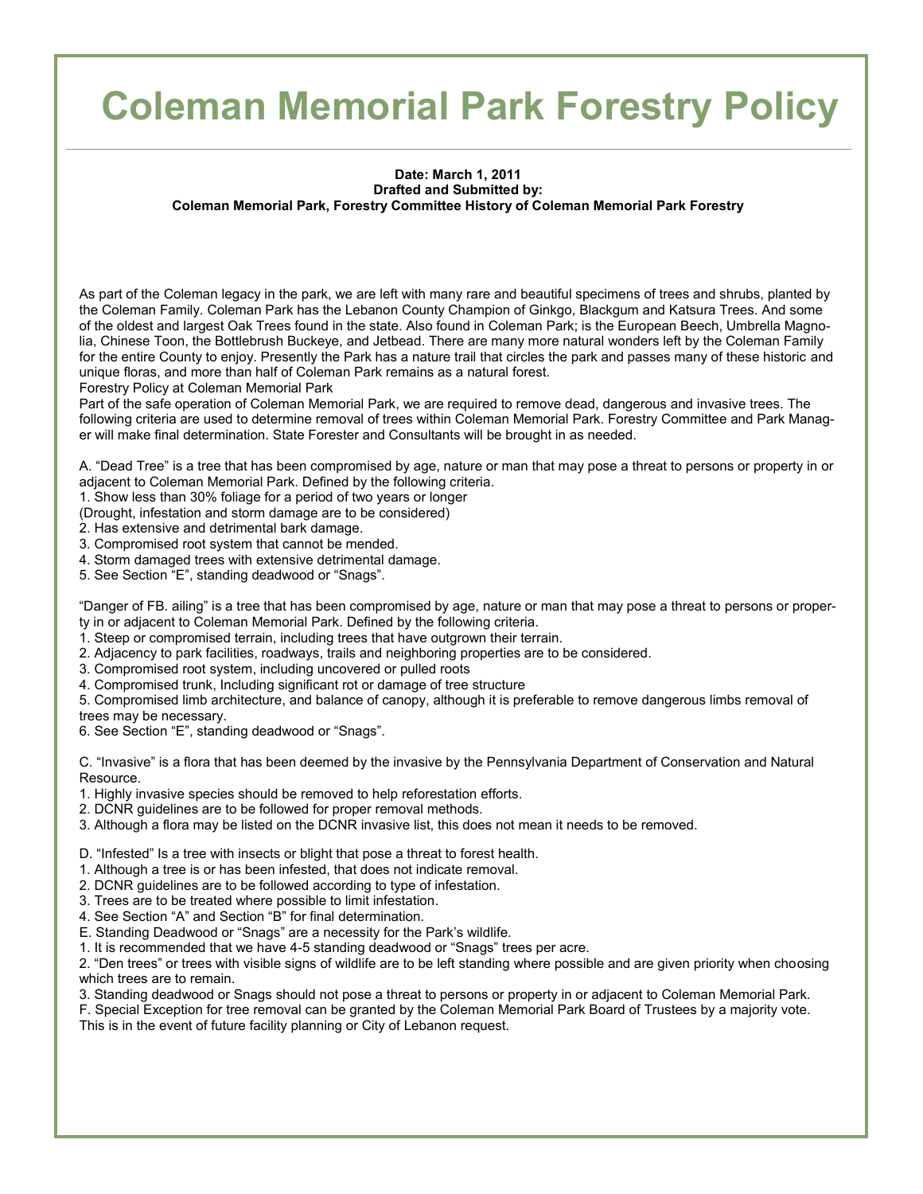# Coleman Memorial Park Forestry Policy

**Date: March 1, 2011**
**Drafted and Submitted by:**
**Coleman Memorial Park, Forestry Committee History of Coleman Memorial Park Forestry**

As part of the Coleman legacy in the park, we are left with many rare and beautiful specimens of trees and shrubs, planted by the Coleman Family. Coleman Park has the Lebanon County Champion of Ginkgo, Blackgum and Katsura Trees. And some of the oldest and largest Oak Trees found in the state. Also found in Coleman Park; is the European Beech, Umbrella Magnolia, Chinese Toon, the Bottlebrush Buckeye, and Jetbead. There are many more natural wonders left by the Coleman Family for the entire County to enjoy. Presently the Park has a nature trail that circles the park and passes many of these historic and unique floras, and more than half of Coleman Park remains as a natural forest.

Forestry Policy at Coleman Memorial Park

Part of the safe operation of Coleman Memorial Park, we are required to remove dead, dangerous and invasive trees. The following criteria are used to determine removal of trees within Coleman Memorial Park. Forestry Committee and Park Manager will make final determination. State Forester and Consultants will be brought in as needed.

A. "Dead Tree" is a tree that has been compromised by age, nature or man that may pose a threat to persons or property in or adjacent to Coleman Memorial Park. Defined by the following criteria.

1. Show less than 30% foliage for a period of two years or longer
(Drought, infestation and storm damage are to be considered)
2. Has extensive and detrimental bark damage.
3. Compromised root system that cannot be mended.
4. Storm damaged trees with extensive detrimental damage.
5. See Section "E", standing deadwood or "Snags".

"Danger of FB. ailing" is a tree that has been compromised by age, nature or man that may pose a threat to persons or property in or adjacent to Coleman Memorial Park. Defined by the following criteria.

1. Steep or compromised terrain, including trees that have outgrown their terrain.
2. Adjacency to park facilities, roadways, trails and neighboring properties are to be considered.
3. Compromised root system, including uncovered or pulled roots
4. Compromised trunk, Including significant rot or damage of tree structure
5. Compromised limb architecture, and balance of canopy, although it is preferable to remove dangerous limbs removal of trees may be necessary.
6. See Section "E", standing deadwood or "Snags".

C. "Invasive" is a flora that has been deemed by the invasive by the Pennsylvania Department of Conservation and Natural Resource.

1. Highly invasive species should be removed to help reforestation efforts.
2. DCNR guidelines are to be followed for proper removal methods.
3. Although a flora may be listed on the DCNR invasive list, this does not mean it needs to be removed.

D. "Infested" Is a tree with insects or blight that pose a threat to forest health.

1. Although a tree is or has been infested, that does not indicate removal.
2. DCNR guidelines are to be followed according to type of infestation.
3. Trees are to be treated where possible to limit infestation.
4. See Section "A" and Section "B" for final determination.

E. Standing Deadwood or "Snags" are a necessity for the Park's wildlife.

1. It is recommended that we have 4-5 standing deadwood or "Snags" trees per acre.
2. "Den trees" or trees with visible signs of wildlife are to be left standing where possible and are given priority when choosing which trees are to remain.
3. Standing deadwood or Snags should not pose a threat to persons or property in or adjacent to Coleman Memorial Park.

F. Special Exception for tree removal can be granted by the Coleman Memorial Park Board of Trustees by a majority vote. This is in the event of future facility planning or City of Lebanon request.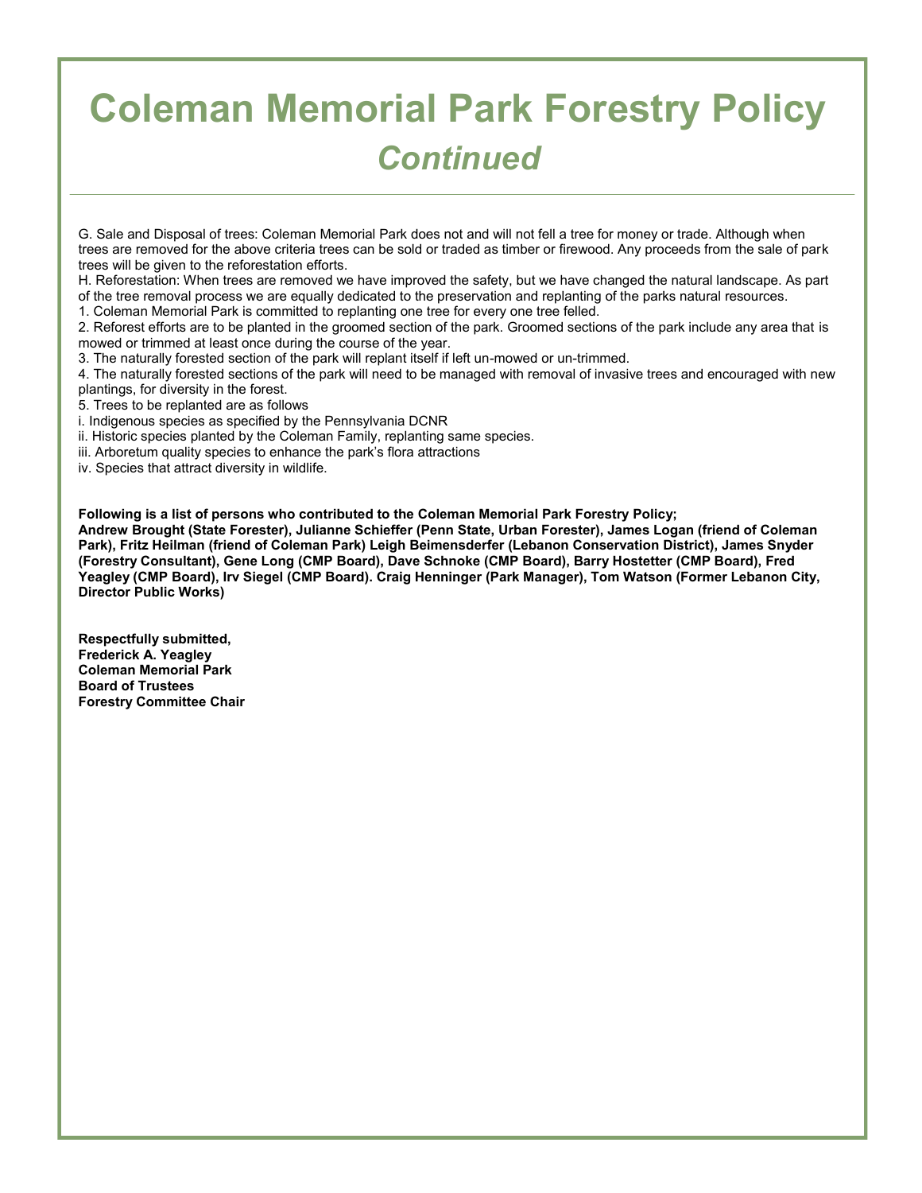# Coleman Memorial Park Forestry Policy

## *Continued*

G. Sale and Disposal of trees: Coleman Memorial Park does not and will not fell a tree for money or trade. Although when trees are removed for the above criteria trees can be sold or traded as timber or firewood. Any proceeds from the sale of park trees will be given to the reforestation efforts.

H. Reforestation: When trees are removed we have improved the safety, but we have changed the natural landscape. As part of the tree removal process we are equally dedicated to the preservation and replanting of the parks natural resources.

1. Coleman Memorial Park is committed to replanting one tree for every one tree felled.
2. Reforest efforts are to be planted in the groomed section of the park. Groomed sections of the park include any area that is mowed or trimmed at least once during the course of the year.
3. The naturally forested section of the park will replant itself if left un-mowed or un-trimmed.
4. The naturally forested sections of the park will need to be managed with removal of invasive trees and encouraged with new plantings, for diversity in the forest.
5. Trees to be replanted are as follows

i. Indigenous species as specified by the Pennsylvania DCNR
ii. Historic species planted by the Coleman Family, replanting same species.
iii. Arboretum quality species to enhance the park's flora attractions
iv. Species that attract diversity in wildlife.

**Following is a list of persons who contributed to the Coleman Memorial Park Forestry Policy;**
**Andrew Brought (State Forester), Julianne Schieffer (Penn State, Urban Forester), James Logan (friend of Coleman Park), Fritz Heilman (friend of Coleman Park) Leigh Beimensderfer (Lebanon Conservation District), James Snyder (Forestry Consultant), Gene Long (CMP Board), Dave Schnoke (CMP Board), Barry Hostetter (CMP Board), Fred Yeagley (CMP Board), Irv Siegel (CMP Board). Craig Henninger (Park Manager), Tom Watson (Former Lebanon City, Director Public Works)**

**Respectfully submitted,**
**Frederick A. Yeagley**
**Coleman Memorial Park**
**Board of Trustees**
**Forestry Committee Chair**